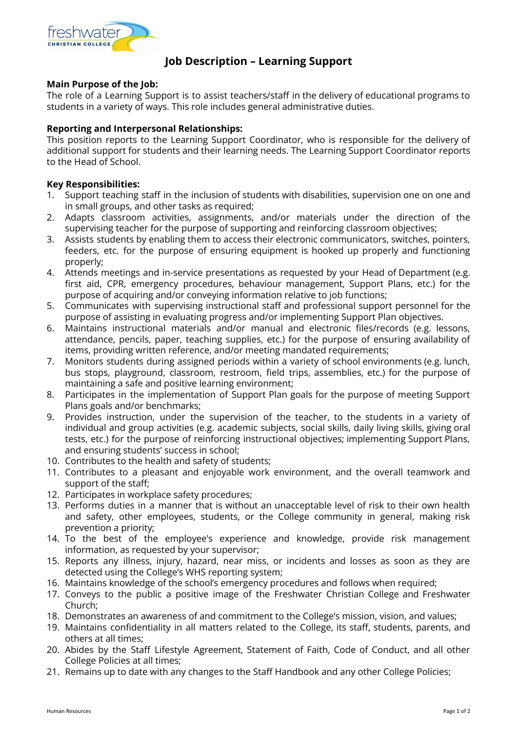# Job Description – Learning Support

**Main Purpose of the Job:**
The role of a Learning Support is to assist teachers/staff in the delivery of educational programs to students in a variety of ways. This role includes general administrative duties.

**Reporting and Interpersonal Relationships:**
This position reports to the Learning Support Coordinator, who is responsible for the delivery of additional support for students and their learning needs. The Learning Support Coordinator reports to the Head of School.

**Key Responsibilities:**

1. Support teaching staff in the inclusion of students with disabilities, supervision one on one and in small groups, and other tasks as required;
2. Adapts classroom activities, assignments, and/or materials under the direction of the supervising teacher for the purpose of supporting and reinforcing classroom objectives;
3. Assists students by enabling them to access their electronic communicators, switches, pointers, feeders, etc. for the purpose of ensuring equipment is hooked up properly and functioning properly;
4. Attends meetings and in-service presentations as requested by your Head of Department (e.g. first aid, CPR, emergency procedures, behaviour management, Support Plans, etc.) for the purpose of acquiring and/or conveying information relative to job functions;
5. Communicates with supervising instructional staff and professional support personnel for the purpose of assisting in evaluating progress and/or implementing Support Plan objectives.
6. Maintains instructional materials and/or manual and electronic files/records (e.g. lessons, attendance, pencils, paper, teaching supplies, etc.) for the purpose of ensuring availability of items, providing written reference, and/or meeting mandated requirements;
7. Monitors students during assigned periods within a variety of school environments (e.g. lunch, bus stops, playground, classroom, restroom, field trips, assemblies, etc.) for the purpose of maintaining a safe and positive learning environment;
8. Participates in the implementation of Support Plan goals for the purpose of meeting Support Plans goals and/or benchmarks;
9. Provides instruction, under the supervision of the teacher, to the students in a variety of individual and group activities (e.g. academic subjects, social skills, daily living skills, giving oral tests, etc.) for the purpose of reinforcing instructional objectives; implementing Support Plans, and ensuring students' success in school;
10. Contributes to the health and safety of students;
11. Contributes to a pleasant and enjoyable work environment, and the overall teamwork and support of the staff;
12. Participates in workplace safety procedures;
13. Performs duties in a manner that is without an unacceptable level of risk to their own health and safety, other employees, students, or the College community in general, making risk prevention a priority;
14. To the best of the employee's experience and knowledge, provide risk management information, as requested by your supervisor;
15. Reports any illness, injury, hazard, near miss, or incidents and losses as soon as they are detected using the College's WHS reporting system;
16. Maintains knowledge of the school's emergency procedures and follows when required;
17. Conveys to the public a positive image of the Freshwater Christian College and Freshwater Church;
18. Demonstrates an awareness of and commitment to the College's mission, vision, and values;
19. Maintains confidentiality in all matters related to the College, its staff, students, parents, and others at all times;
20. Abides by the Staff Lifestyle Agreement, Statement of Faith, Code of Conduct, and all other College Policies at all times;
21. Remains up to date with any changes to the Staff Handbook and any other College Policies;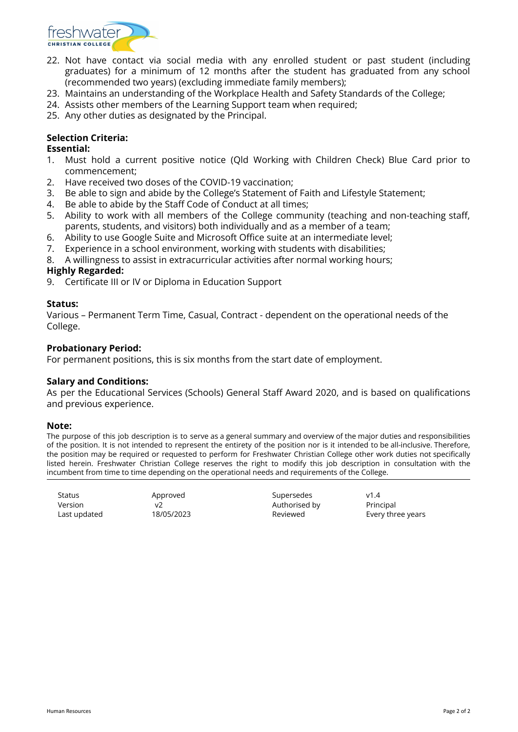22. Not have contact via social media with any enrolled student or past student (including graduates) for a minimum of 12 months after the student has graduated from any school (recommended two years) (excluding immediate family members);
23. Maintains an understanding of the Workplace Health and Safety Standards of the College;
24. Assists other members of the Learning Support team when required;
25. Any other duties as designated by the Principal.

**Selection Criteria:**

**Essential:**

1. Must hold a current positive notice (Qld Working with Children Check) Blue Card prior to commencement;
2. Have received two doses of the COVID-19 vaccination;
3. Be able to sign and abide by the College's Statement of Faith and Lifestyle Statement;
4. Be able to abide by the Staff Code of Conduct at all times;
5. Ability to work with all members of the College community (teaching and non-teaching staff, parents, students, and visitors) both individually and as a member of a team;
6. Ability to use Google Suite and Microsoft Office suite at an intermediate level;
7. Experience in a school environment, working with students with disabilities;
8. A willingness to assist in extracurricular activities after normal working hours;

**Highly Regarded:**

9. Certificate III or IV or Diploma in Education Support

**Status:**

Various – Permanent Term Time, Casual, Contract - dependent on the operational needs of the College.

**Probationary Period:**

For permanent positions, this is six months from the start date of employment.

**Salary and Conditions:**

As per the Educational Services (Schools) General Staff Award 2020, and is based on qualifications and previous experience.

**Note:**

The purpose of this job description is to serve as a general summary and overview of the major duties and responsibilities of the position. It is not intended to represent the entirety of the position nor is it intended to be all-inclusive. Therefore, the position may be required or requested to perform for Freshwater Christian College other work duties not specifically listed herein. Freshwater Christian College reserves the right to modify this job description in consultation with the incumbent from time to time depending on the operational needs and requirements of the College.

| | | | |
|---|---|---|---|
| Status | Approved | Supersedes | v1.4 |
| Version | v2 | Authorised by | Principal |
| Last updated | 18/05/2023 | Reviewed | Every three years |